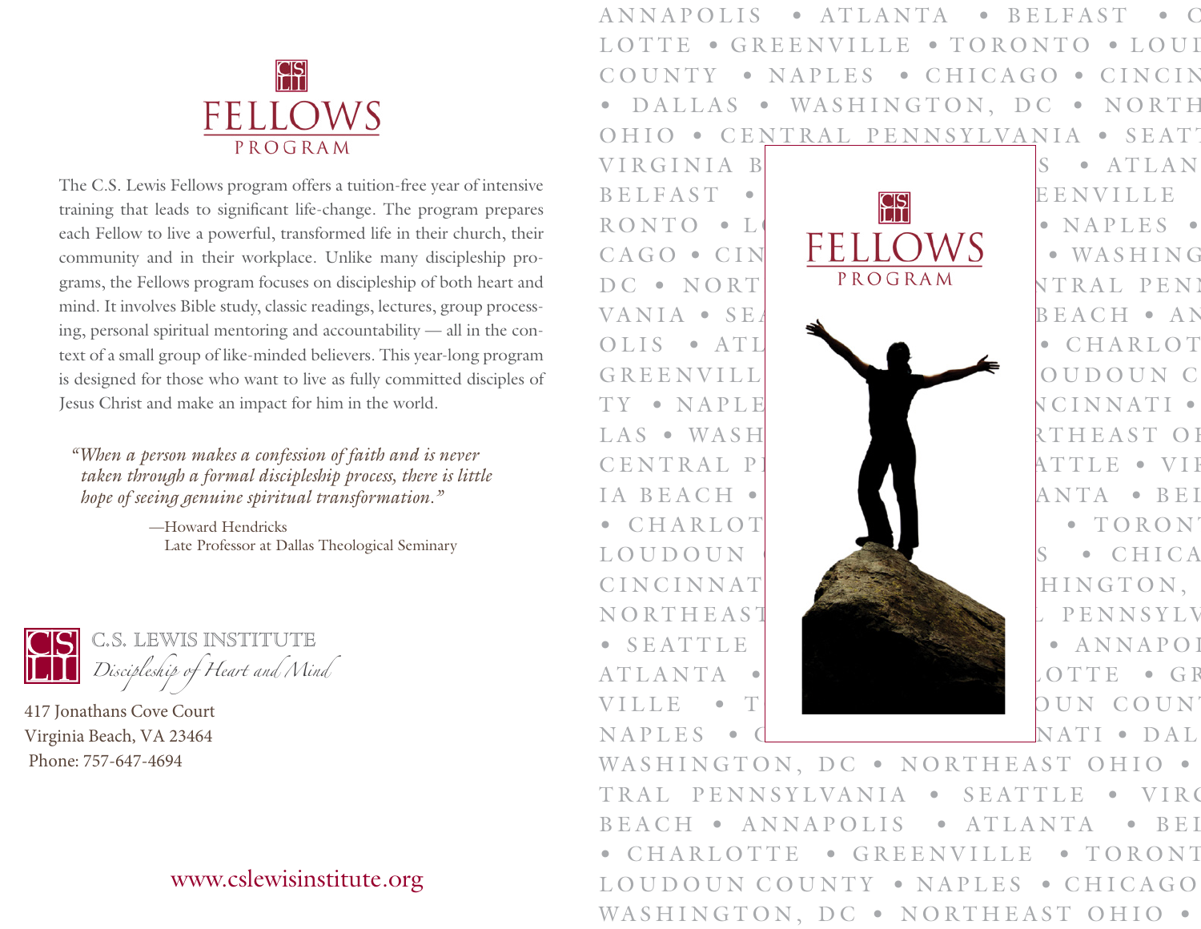# FELLOWS
## PROGRAM

The C.S. Lewis Fellows program offers a tuition-free year of intensive training that leads to significant life-change. The program prepares each Fellow to live a powerful, transformed life in their church, their community and in their workplace. Unlike many discipleship programs, the Fellows program focuses on discipleship of both heart and mind. It involves Bible study, classic readings, lectures, group processing, personal spiritual mentoring and accountability — all in the context of a small group of like-minded believers. This year-long program is designed for those who want to live as fully committed disciples of Jesus Christ and make an impact for him in the world.

> *"When a person makes a confession of faith and is never taken through a formal discipleship process, there is little hope of seeing genuine spiritual transformation."*
>
> —Howard Hendricks
> Late Professor at Dallas Theological Seminary

**C.S. LEWIS INSTITUTE**
*Discipleship of Heart and Mind*

417 Jonathans Cove Court
Virginia Beach, VA 23464
Phone: 757-647-4694

www.cslewisinstitute.org

ANNAPOLIS • ATLANTA • BELFAST • CHARLOTTE • GREENVILLE • TORONTO • LOUDOUN COUNTY • NAPLES • CHICAGO • CINCINNATI • DALLAS • WASHINGTON, DC • NORTHEAST OHIO • CENTRAL PENNSYLVANIA • SEATTLE • VIRGINIA BEACH

# FELLOWS
## PROGRAM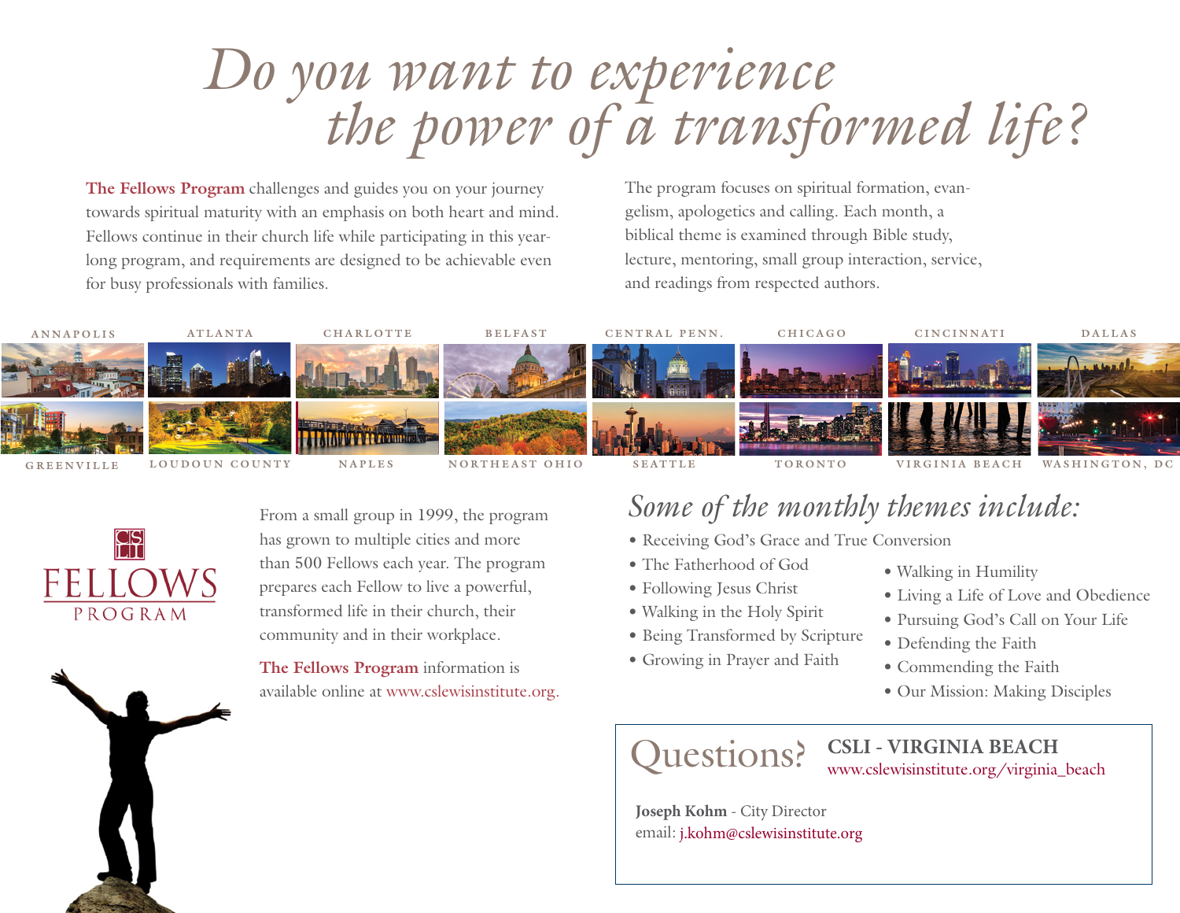# *Do you want to experience the power of a transformed life?*

**The Fellows Program** challenges and guides you on your journey towards spiritual maturity with an emphasis on both heart and mind. Fellows continue in their church life while participating in this year-long program, and requirements are designed to be achievable even for busy professionals with families.

The program focuses on spiritual formation, evangelism, apologetics and calling. Each month, a biblical theme is examined through Bible study, lecture, mentoring, small group interaction, service, and readings from respected authors.

ANNAPOLIS · ATLANTA · CHARLOTTE · BELFAST · CENTRAL PENN. · CHICAGO · CINCINNATI · DALLAS

GREENVILLE · LOUDOUN COUNTY · NAPLES · NORTHEAST OHIO · SEATTLE · TORONTO · VIRGINIA BEACH · WASHINGTON, DC

CSLI FELLOWS PROGRAM

From a small group in 1999, the program has grown to multiple cities and more than 500 Fellows each year. The program prepares each Fellow to live a powerful, transformed life in their church, their community and in their workplace.

**The Fellows Program** information is available online at www.cslewisinstitute.org.

## *Some of the monthly themes include:*

- Receiving God's Grace and True Conversion
- The Fatherhood of God
- Following Jesus Christ
- Walking in the Holy Spirit
- Being Transformed by Scripture
- Growing in Prayer and Faith
- Walking in Humility
- Living a Life of Love and Obedience
- Pursuing God's Call on Your Life
- Defending the Faith
- Commending the Faith
- Our Mission: Making Disciples

## Questions?

**CSLI - VIRGINIA BEACH**
www.cslewisinstitute.org/virginia_beach

**Joseph Kohm** - City Director
email: j.kohm@cslewisinstitute.org